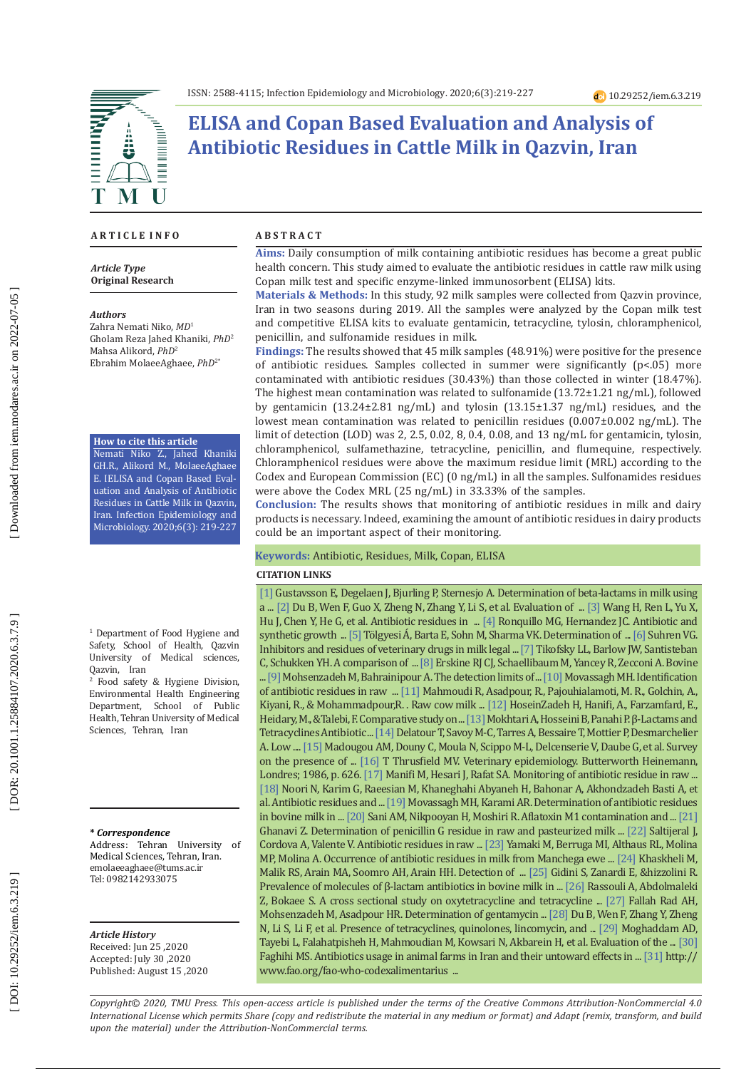ISSN: 2588-4115; Infection Epidemiology and Microbiology. 2020;6(3):219-227

10.29252/iem.6.3.219

# ELISA and Copan Based Evaluation and Analysis of Antibiotic Residues in Cattle Milk in Qazvin, Iran

## ARTICLE INFO

***Article Type***
**Original Research**

***Authors***
Zahra Nemati Niko, *MD*[1]
Gholam Reza Jahed Khaniki, *PhD*[2]
Mahsa Alikord, *PhD*[2]
Ebrahim MolaeeAghaee, *PhD*[2*]

**How to cite this article**
Nemati Niko Z., Jahed Khaniki GH.R., Alikord M., MolaeeAghaee E. IELISA and Copan Based Evaluation and Analysis of Antibiotic Residues in Cattle Milk in Qazvin, Iran. Infection Epidemiology and Microbiology. 2020;6(3): 219-227

[1] Department of Food Hygiene and Safety, School of Health, Qazvin University of Medical sciences, Qazvin, Iran
[2] Food safety & Hygiene Division, Environmental Health Engineering Department, School of Public Health, Tehran University of Medical Sciences, Tehran, Iran

***\* Correspondence***
Address: Tehran University of Medical Sciences, Tehran, Iran.
emolaeeaghaee@tums.ac.ir
Tel: 0982142933075

***Article History***
Received: Jun 25 ,2020
Accepted: July 30 ,2020
Published: August 15 ,2020

## ABSTRACT

**Aims:** Daily consumption of milk containing antibiotic residues has become a great public health concern. This study aimed to evaluate the antibiotic residues in cattle raw milk using Copan milk test and specific enzyme-linked immunosorbent (ELISA) kits.

**Materials & Methods:** In this study, 92 milk samples were collected from Qazvin province, Iran in two seasons during 2019. All the samples were analyzed by the Copan milk test and competitive ELISA kits to evaluate gentamicin, tetracycline, tylosin, chloramphenicol, penicillin, and sulfonamide residues in milk.

**Findings:** The results showed that 45 milk samples (48.91%) were positive for the presence of antibiotic residues. Samples collected in summer were significantly ($p<.05$) more contaminated with antibiotic residues (30.43%) than those collected in winter (18.47%). The highest mean contamination was related to sulfonamide (13.72±1.21 ng/mL), followed by gentamicin (13.24±2.81 ng/mL) and tylosin (13.15±1.37 ng/mL) residues, and the lowest mean contamination was related to penicillin residues (0.007±0.002 ng/mL). The limit of detection (LOD) was 2, 2.5, 0.02, 8, 0.4, 0.08, and 13 ng/mL for gentamicin, tylosin, chloramphenicol, sulfamethazine, tetracycline, penicillin, and flumequine, respectively. Chloramphenicol residues were above the maximum residue limit (MRL) according to the Codex and European Commission (EC) (0 ng/mL) in all the samples. Sulfonamides residues were above the Codex MRL (25 ng/mL) in 33.33% of the samples.

**Conclusion:** The results shows that monitoring of antibiotic residues in milk and dairy products is necessary. Indeed, examining the amount of antibiotic residues in dairy products could be an important aspect of their monitoring.

**Keywords:** Antibiotic, Residues, Milk, Copan, ELISA

### CITATION LINKS

[1] Gustavsson E, Degelaen J, Bjurling P, Sternesjo A. Determination of beta-lactams in milk using a ... [2] Du B, Wen F, Guo X, Zheng N, Zhang Y, Li S, et al. Evaluation of ... [3] Wang H, Ren L, Yu X, Hu J, Chen Y, He G, et al. Antibiotic residues in ... [4] Ronquillo MG, Hernandez JC. Antibiotic and synthetic growth ... [5] Tölgyesi Á, Barta E, Sohn M, Sharma VK. Determination of ... [6] Suhren VG. Inhibitors and residues of veterinary drugs in milk legal ... [7] Tikofsky LL, Barlow JW, Santisteban C, Schukken YH. A comparison of ... [8] Erskine RJ CJ, Schaellibaum M, Yancey R, Zecconi A. Bovine ... [9] Mohsenzadeh M, Bahrainipour A. The detection limits of ... [10] Movassagh MH. Identification of antibiotic residues in raw ... [11] Mahmoudi R, Asadpour, R., Pajouhialamoti, M. R., Golchin, A., Kiyani, R., & Mohammadpour,R. . Raw cow milk ... [12] HoseinZadeh H, Hanifi, A., Farzamfard, E., Heidary, M., &Talebi, F. Comparative study on ... [13] Mokhtari A, Hosseini B, Panahi P. β-Lactams and Tetracyclines Antibiotic ... [14] Delatour T, Savoy M-C, Tarres A, Bessaire T, Mottier P, Desmarchelier A. Low .... [15] Madougou AM, Douny C, Moula N, Scippo M-L, Delcenserie V, Daube G, et al. Survey on the presence of ... [16] T Thrusfield MV. Veterinary epidemiology. Butterworth Heinemann, Londres; 1986, p. 626. [17] Manifi M, Hesari J, Rafat SA. Monitoring of antibiotic residue in raw ... [18] Noori N, Karim G, Raeesian M, Khaneghahi Abyaneh H, Bahonar A, Akhondzadeh Basti A, et al. Antibiotic residues and ... [19] Movassagh MH, Karami AR. Determination of antibiotic residues in bovine milk in ... [20] Sani AM, Nikpooyan H, Moshiri R. Aflatoxin M1 contamination and ... [21] Ghanavi Z. Determination of penicillin G residue in raw and pasteurized milk ... [22] Saltijeral J, Cordova A, Valente V. Antibiotic residues in raw ... [23] Yamaki M, Berruga MI, Althaus RL, Molina MP, Molina A. Occurrence of antibiotic residues in milk from Manchega ewe ... [24] Khaskheli M, Malik RS, Arain MA, Soomro AH, Arain HH. Detection of ... [25] Gidini S, Zanardi E, &hizzolini R. Prevalence of molecules of β-lactam antibiotics in bovine milk in ... [26] Rassouli A, Abdolmaleki Z, Bokaee S. A cross sectional study on oxytetracycline and tetracycline ... [27] Fallah Rad AH, Mohsenzadeh M, Asadpour HR. Determination of gentamycin ... [28] Du B, Wen F, Zhang Y, Zheng N, Li S, Li F, et al. Presence of tetracyclines, quinolones, lincomycin, and ... [29] Moghaddam AD, Tayebi L, Falahatpisheh H, Mahmoudian H, Kowsari N, Akbarein H, et al. Evaluation of the ... [30] Faghihi MS. Antibiotics usage in animal farms in Iran and their untoward effects in ... [31] http://www.fao.org/fao-who-codexalimentarius ...

*Copyright© 2020, TMU Press. This open-access article is published under the terms of the Creative Commons Attribution-NonCommercial 4.0 International License which permits Share (copy and redistribute the material in any medium or format) and Adapt (remix, transform, and build upon the material) under the Attribution-NonCommercial terms.*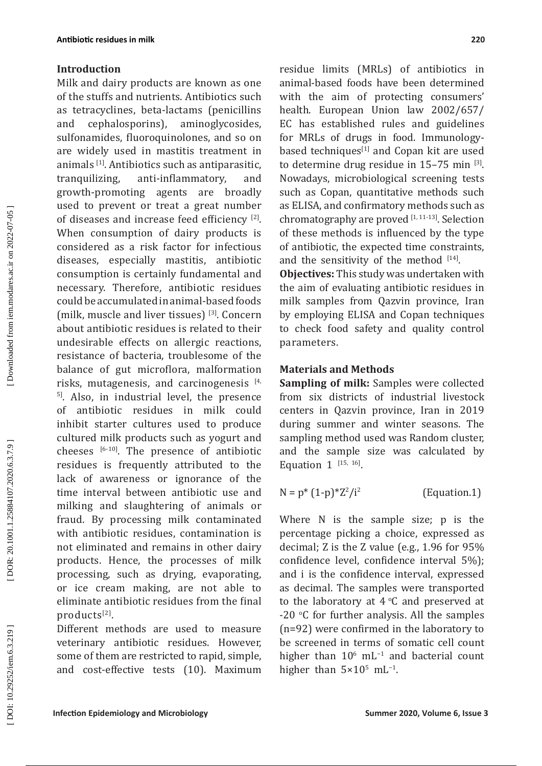## Introduction

Milk and dairy products are known as one of the stuffs and nutrients. Antibiotics such as tetracyclines, beta-lactams (penicillins and cephalosporins), aminoglycosides, sulfonamides, fluoroquinolones, and so on are widely used in mastitis treatment in animals [1]. Antibiotics such as antiparasitic, tranquilizing, anti-inflammatory, and growth-promoting agents are broadly used to prevent or treat a great number of diseases and increase feed efficiency [2]. When consumption of dairy products is considered as a risk factor for infectious diseases, especially mastitis, antibiotic consumption is certainly fundamental and necessary. Therefore, antibiotic residues could be accumulated in animal-based foods (milk, muscle and liver tissues) [3]. Concern about antibiotic residues is related to their undesirable effects on allergic reactions, resistance of bacteria, troublesome of the balance of gut microflora, malformation risks, mutagenesis, and carcinogenesis [4, 5]. Also, in industrial level, the presence of antibiotic residues in milk could inhibit starter cultures used to produce cultured milk products such as yogurt and cheeses [6-10]. The presence of antibiotic residues is frequently attributed to the lack of awareness or ignorance of the time interval between antibiotic use and milking and slaughtering of animals or fraud. By processing milk contaminated with antibiotic residues, contamination is not eliminated and remains in other dairy products. Hence, the processes of milk processing, such as drying, evaporating, or ice cream making, are not able to eliminate antibiotic residues from the final products[2].

Different methods are used to measure veterinary antibiotic residues. However, some of them are restricted to rapid, simple, and cost-effective tests (10). Maximum residue limits (MRLs) of antibiotics in animal-based foods have been determined with the aim of protecting consumers' health. European Union law 2002/657/EC has established rules and guidelines for MRLs of drugs in food. Immunology-based techniques[1] and Copan kit are used to determine drug residue in 15–75 min [3]. Nowadays, microbiological screening tests such as Copan, quantitative methods such as ELISA, and confirmatory methods such as chromatography are proved [1, 11-13]. Selection of these methods is influenced by the type of antibiotic, the expected time constraints, and the sensitivity of the method [14].

**Objectives:** This study was undertaken with the aim of evaluating antibiotic residues in milk samples from Qazvin province, Iran by employing ELISA and Copan techniques to check food safety and quality control parameters.

## Materials and Methods

**Sampling of milk:** Samples were collected from six districts of industrial livestock centers in Qazvin province, Iran in 2019 during summer and winter seasons. The sampling method used was Random cluster, and the sample size was calculated by Equation 1 [15, 16].

$$N = p^* (1-p)^* Z^2 / i^2 \qquad \text{(Equation.1)}$$

Where N is the sample size; p is the percentage picking a choice, expressed as decimal; Z is the Z value (e.g., 1.96 for 95% confidence level, confidence interval 5%); and i is the confidence interval, expressed as decimal. The samples were transported to the laboratory at 4 °C and preserved at -20 °C for further analysis. All the samples (n=92) were confirmed in the laboratory to be screened in terms of somatic cell count higher than $10^6$ $mL^{-1}$ and bacterial count higher than $5\times10^5$ $mL^{-1}$.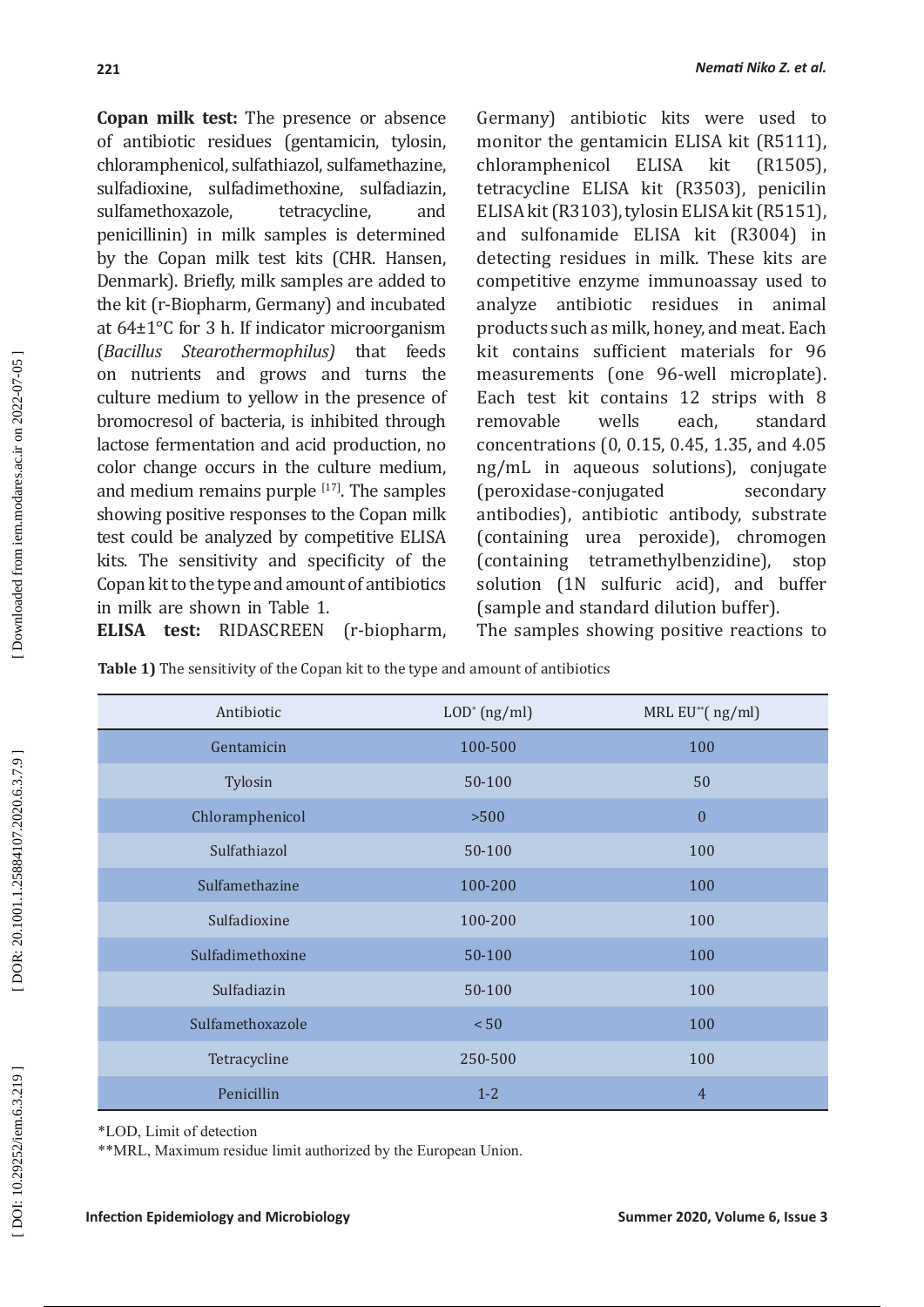**Copan milk test:** The presence or absence of antibiotic residues (gentamicin, tylosin, chloramphenicol, sulfathiazol, sulfamethazine, sulfadioxine, sulfadimethoxine, sulfadiazin, sulfamethoxazole, tetracycline, and penicillinin) in milk samples is determined by the Copan milk test kits (CHR. Hansen, Denmark). Briefly, milk samples are added to the kit (r-Biopharm, Germany) and incubated at 64±1°C for 3 h. If indicator microorganism (*Bacillus Stearothermophilus)* that feeds on nutrients and grows and turns the culture medium to yellow in the presence of bromocresol of bacteria, is inhibited through lactose fermentation and acid production, no color change occurs in the culture medium, and medium remains purple [17]. The samples showing positive responses to the Copan milk test could be analyzed by competitive ELISA kits. The sensitivity and specificity of the Copan kit to the type and amount of antibiotics in milk are shown in Table 1.

**ELISA test:** RIDASCREEN (r-biopharm, Germany) antibiotic kits were used to monitor the gentamicin ELISA kit (R5111), chloramphenicol ELISA kit (R1505), tetracycline ELISA kit (R3503), penicilin ELISA kit (R3103), tylosin ELISA kit (R5151), and sulfonamide ELISA kit (R3004) in detecting residues in milk. These kits are competitive enzyme immunoassay used to analyze antibiotic residues in animal products such as milk, honey, and meat. Each kit contains sufficient materials for 96 measurements (one 96-well microplate). Each test kit contains 12 strips with 8 removable wells each, standard concentrations (0, 0.15, 0.45, 1.35, and 4.05 ng/mL in aqueous solutions), conjugate (peroxidase-conjugated secondary antibodies), antibiotic antibody, substrate (containing urea peroxide), chromogen (containing tetramethylbenzidine), stop solution (1N sulfuric acid), and buffer (sample and standard dilution buffer).

The samples showing positive reactions to

**Table 1)** The sensitivity of the Copan kit to the type and amount of antibiotics

| Antibiotic | LOD* (ng/ml) | MRL EU**( ng/ml) |
|---|---|---|
| Gentamicin | 100-500 | 100 |
| Tylosin | 50-100 | 50 |
| Chloramphenicol | >500 | 0 |
| Sulfathiazol | 50-100 | 100 |
| Sulfamethazine | 100-200 | 100 |
| Sulfadioxine | 100-200 | 100 |
| Sulfadimethoxine | 50-100 | 100 |
| Sulfadiazin | 50-100 | 100 |
| Sulfamethoxazole | < 50 | 100 |
| Tetracycline | 250-500 | 100 |
| Penicillin | 1-2 | 4 |

*LOD, Limit of detection

**MRL, Maximum residue limit authorized by the European Union.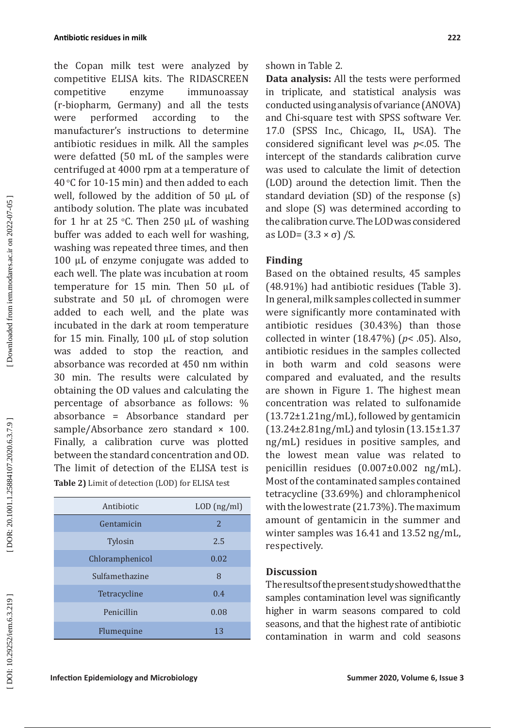the Copan milk test were analyzed by competitive ELISA kits. The RIDASCREEN competitive enzyme immunoassay (r-biopharm, Germany) and all the tests were performed according to the manufacturer's instructions to determine antibiotic residues in milk. All the samples were defatted (50 mL of the samples were centrifuged at 4000 rpm at a temperature of 40 °C for 10-15 min) and then added to each well, followed by the addition of 50 µL of antibody solution. The plate was incubated for 1 hr at 25 °C. Then 250 µL of washing buffer was added to each well for washing, washing was repeated three times, and then 100 µL of enzyme conjugate was added to each well. The plate was incubation at room temperature for 15 min. Then 50 µL of substrate and 50 µL of chromogen were added to each well, and the plate was incubated in the dark at room temperature for 15 min. Finally, 100 µL of stop solution was added to stop the reaction, and absorbance was recorded at 450 nm within 30 min. The results were calculated by obtaining the OD values and calculating the percentage of absorbance as follows: % absorbance = Absorbance standard per sample/Absorbance zero standard × 100. Finally, a calibration curve was plotted between the standard concentration and OD. The limit of detection of the ELISA test is shown in Table 2.

**Table 2)** Limit of detection (LOD) for ELISA test

| Antibiotic | LOD (ng/ml) |
|---|---|
| Gentamicin | 2 |
| Tylosin | 2.5 |
| Chloramphenicol | 0.02 |
| Sulfamethazine | 8 |
| Tetracycline | 0.4 |
| Penicillin | 0.08 |
| Flumequine | 13 |

**Data analysis:** All the tests were performed in triplicate, and statistical analysis was conducted using analysis of variance (ANOVA) and Chi-square test with SPSS software Ver. 17.0 (SPSS Inc., Chicago, IL, USA). The considered significant level was $p<.05$. The intercept of the standards calibration curve was used to calculate the limit of detection (LOD) around the detection limit. Then the standard deviation (SD) of the response (s) and slope (S) was determined according to the calibration curve. The LOD was considered as LOD= $(3.3 \times \sigma)$ /S.

## Finding

Based on the obtained results, 45 samples (48.91%) had antibiotic residues (Table 3). In general, milk samples collected in summer were significantly more contaminated with antibiotic residues (30.43%) than those collected in winter (18.47%) ($p< .05$). Also, antibiotic residues in the samples collected in both warm and cold seasons were compared and evaluated, and the results are shown in Figure 1. The highest mean concentration was related to sulfonamide (13.72±1.21ng/mL), followed by gentamicin (13.24±2.81ng/mL) and tylosin (13.15±1.37 ng/mL) residues in positive samples, and the lowest mean value was related to penicillin residues (0.007±0.002 ng/mL). Most of the contaminated samples contained tetracycline (33.69%) and chloramphenicol with the lowest rate (21.73%). The maximum amount of gentamicin in the summer and winter samples was 16.41 and 13.52 ng/mL, respectively.

## Discussion

The results of the present study showed that the samples contamination level was significantly higher in warm seasons compared to cold seasons, and that the highest rate of antibiotic contamination in warm and cold seasons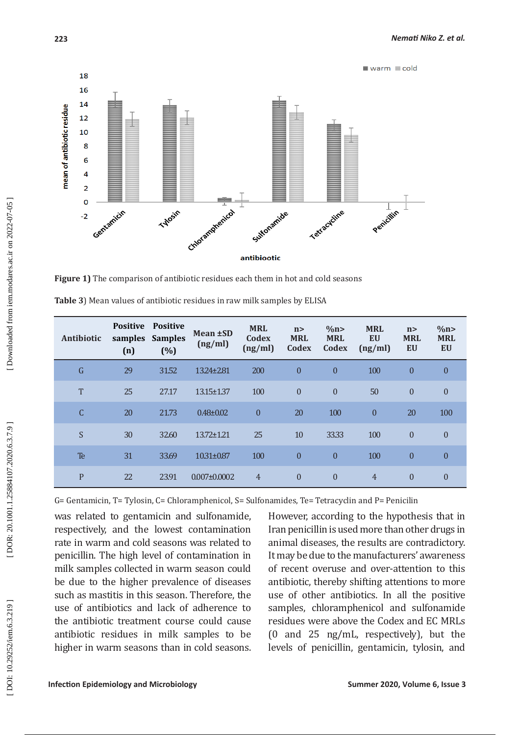Figure 1) The comparison of antibiotic residues each them in hot and cold seasons

**Table 3**) Mean values of antibiotic residues in raw milk samples by ELISA

| Antibiotic | Positive samples (n) | Positive Samples (%) | Mean ±SD (ng/ml) | MRL Codex (ng/ml) | n> MRL Codex | %n> MRL Codex | MRL EU (ng/ml) | n> MRL EU | %n> MRL EU |
|---|---|---|---|---|---|---|---|---|---|
| G | 29 | 31.52 | 13.24±2.81 | 200 | 0 | 0 | 100 | 0 | 0 |
| T | 25 | 27.17 | 13.15±1.37 | 100 | 0 | 0 | 50 | 0 | 0 |
| C | 20 | 21.73 | 0.48±0.02 | 0 | 20 | 100 | 0 | 20 | 100 |
| S | 30 | 32.60 | 13.72±1.21 | 25 | 10 | 33.33 | 100 | 0 | 0 |
| Te | 31 | 33.69 | 10.31±0.87 | 100 | 0 | 0 | 100 | 0 | 0 |
| P | 22 | 23.91 | 0.007±0.0002 | 4 | 0 | 0 | 4 | 0 | 0 |

G= Gentamicin, T= Tylosin, C= Chloramphenicol, S= Sulfonamides, Te= Tetracyclin and P= Penicilin

was related to gentamicin and sulfonamide, respectively, and the lowest contamination rate in warm and cold seasons was related to penicillin. The high level of contamination in milk samples collected in warm season could be due to the higher prevalence of diseases such as mastitis in this season. Therefore, the use of antibiotics and lack of adherence to the antibiotic treatment course could cause antibiotic residues in milk samples to be higher in warm seasons than in cold seasons. However, according to the hypothesis that in Iran penicillin is used more than other drugs in animal diseases, the results are contradictory. It may be due to the manufacturers' awareness of recent overuse and over-attention to this antibiotic, thereby shifting attentions to more use of other antibiotics. In all the positive samples, chloramphenicol and sulfonamide residues were above the Codex and EC MRLs (0 and 25 ng/mL, respectively), but the levels of penicillin, gentamicin, tylosin, and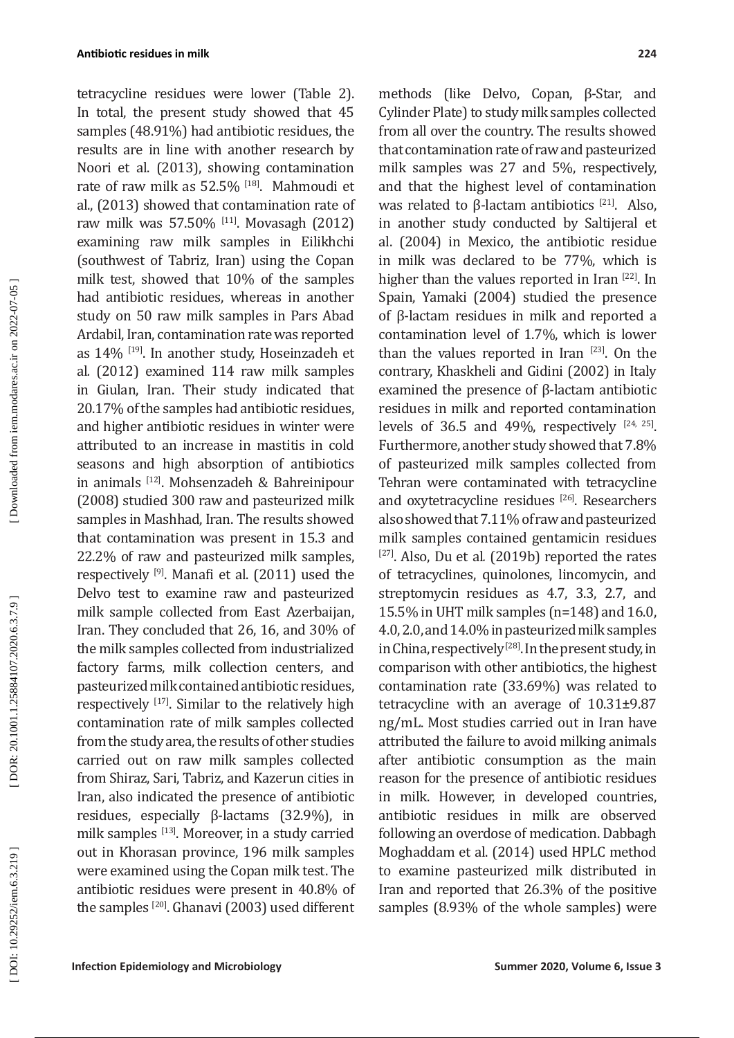tetracycline residues were lower (Table 2). In total, the present study showed that 45 samples (48.91%) had antibiotic residues, the results are in line with another research by Noori et al. (2013), showing contamination rate of raw milk as 52.5% [18]. Mahmoudi et al., (2013) showed that contamination rate of raw milk was 57.50% [11]. Movasagh (2012) examining raw milk samples in Eilikhchi (southwest of Tabriz, Iran) using the Copan milk test, showed that 10% of the samples had antibiotic residues, whereas in another study on 50 raw milk samples in Pars Abad Ardabil, Iran, contamination rate was reported as 14% [19]. In another study, Hoseinzadeh et al. (2012) examined 114 raw milk samples in Giulan, Iran. Their study indicated that 20.17% of the samples had antibiotic residues, and higher antibiotic residues in winter were attributed to an increase in mastitis in cold seasons and high absorption of antibiotics in animals [12]. Mohsenzadeh & Bahreinipour (2008) studied 300 raw and pasteurized milk samples in Mashhad, Iran. The results showed that contamination was present in 15.3 and 22.2% of raw and pasteurized milk samples, respectively [9]. Manafi et al. (2011) used the Delvo test to examine raw and pasteurized milk sample collected from East Azerbaijan, Iran. They concluded that 26, 16, and 30% of the milk samples collected from industrialized factory farms, milk collection centers, and pasteurized milk contained antibiotic residues, respectively [17]. Similar to the relatively high contamination rate of milk samples collected from the study area, the results of other studies carried out on raw milk samples collected from Shiraz, Sari, Tabriz, and Kazerun cities in Iran, also indicated the presence of antibiotic residues, especially β-lactams (32.9%), in milk samples [13]. Moreover, in a study carried out in Khorasan province, 196 milk samples were examined using the Copan milk test. The antibiotic residues were present in 40.8% of the samples [20]. Ghanavi (2003) used different methods (like Delvo, Copan, β-Star, and Cylinder Plate) to study milk samples collected from all over the country. The results showed that contamination rate of raw and pasteurized milk samples was 27 and 5%, respectively, and that the highest level of contamination was related to β-lactam antibiotics [21]. Also, in another study conducted by Saltijeral et al. (2004) in Mexico, the antibiotic residue in milk was declared to be 77%, which is higher than the values reported in Iran [22]. In Spain, Yamaki (2004) studied the presence of β-lactam residues in milk and reported a contamination level of 1.7%, which is lower than the values reported in Iran [23]. On the contrary, Khaskheli and Gidini (2002) in Italy examined the presence of β-lactam antibiotic residues in milk and reported contamination levels of 36.5 and 49%, respectively [24, 25]. Furthermore, another study showed that 7.8% of pasteurized milk samples collected from Tehran were contaminated with tetracycline and oxytetracycline residues [26]. Researchers also showed that 7.11% of raw and pasteurized milk samples contained gentamicin residues [27]. Also, Du et al. (2019b) reported the rates of tetracyclines, quinolones, lincomycin, and streptomycin residues as 4.7, 3.3, 2.7, and 15.5% in UHT milk samples (n=148) and 16.0, 4.0, 2.0, and 14.0% in pasteurized milk samples in China, respectively [28]. In the present study, in comparison with other antibiotics, the highest contamination rate (33.69%) was related to tetracycline with an average of 10.31±9.87 ng/mL. Most studies carried out in Iran have attributed the failure to avoid milking animals after antibiotic consumption as the main reason for the presence of antibiotic residues in milk. However, in developed countries, antibiotic residues in milk are observed following an overdose of medication. Dabbagh Moghaddam et al. (2014) used HPLC method to examine pasteurized milk distributed in Iran and reported that 26.3% of the positive samples (8.93% of the whole samples) were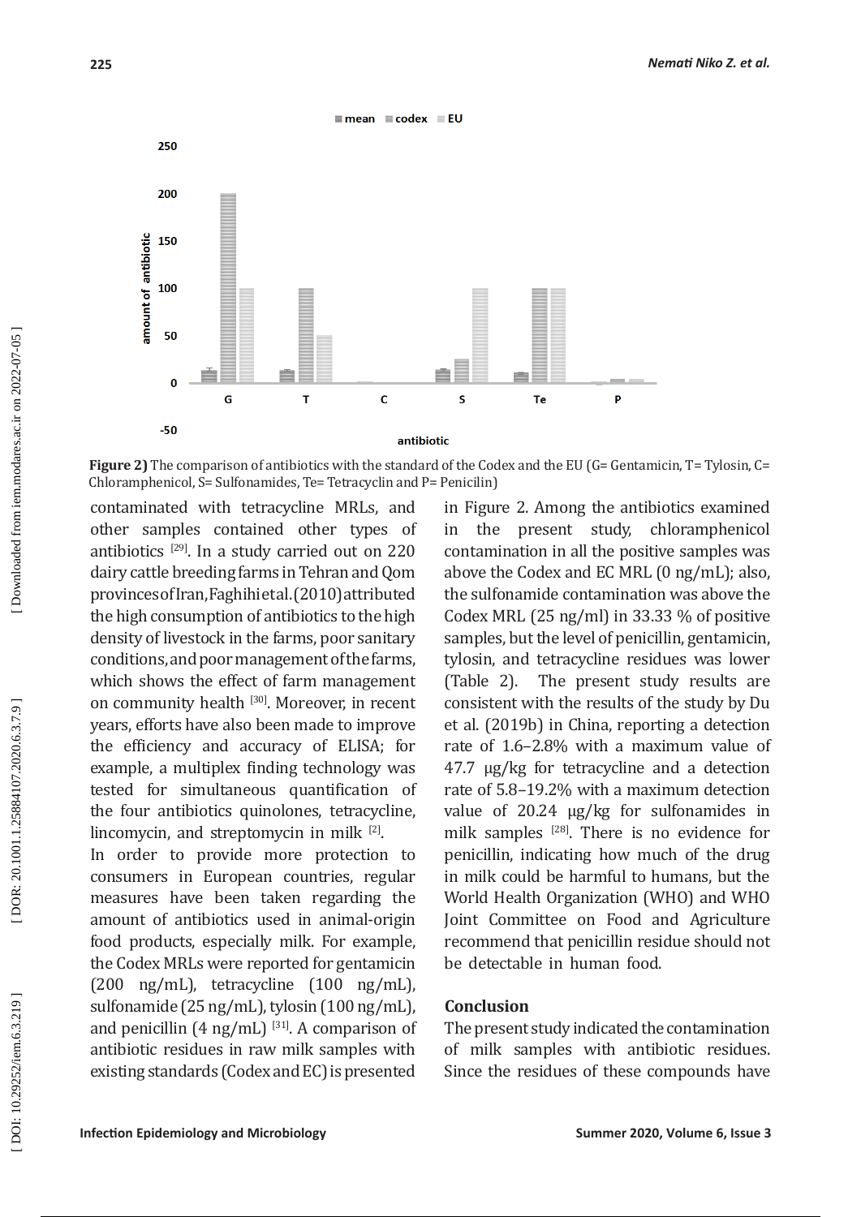**Figure 2)** The comparison of antibiotics with the standard of the Codex and the EU (G= Gentamicin, T= Tylosin, C= Chloramphenicol, S= Sulfonamides, Te= Tetracyclin and P= Penicilin)

contaminated with tetracycline MRLs, and other samples contained other types of antibiotics [29]. In a study carried out on 220 dairy cattle breeding farms in Tehran and Qom provinces of Iran, Faghihi et al. (2010) attributed the high consumption of antibiotics to the high density of livestock in the farms, poor sanitary conditions, and poor management of the farms, which shows the effect of farm management on community health [30]. Moreover, in recent years, efforts have also been made to improve the efficiency and accuracy of ELISA; for example, a multiplex finding technology was tested for simultaneous quantification of the four antibiotics quinolones, tetracycline, lincomycin, and streptomycin in milk [2].

In order to provide more protection to consumers in European countries, regular measures have been taken regarding the amount of antibiotics used in animal-origin food products, especially milk. For example, the Codex MRLs were reported for gentamicin (200 ng/mL), tetracycline (100 ng/mL), sulfonamide (25 ng/mL), tylosin (100 ng/mL), and penicillin (4 ng/mL) [31]. A comparison of antibiotic residues in raw milk samples with existing standards (Codex and EC) is presented in Figure 2. Among the antibiotics examined in the present study, chloramphenicol contamination in all the positive samples was above the Codex and EC MRL (0 ng/mL); also, the sulfonamide contamination was above the Codex MRL (25 ng/ml) in 33.33 % of positive samples, but the level of penicillin, gentamicin, tylosin, and tetracycline residues was lower (Table 2). The present study results are consistent with the results of the study by Du et al. (2019b) in China, reporting a detection rate of 1.6–2.8% with a maximum value of 47.7 μg/kg for tetracycline and a detection rate of 5.8–19.2% with a maximum detection value of 20.24 μg/kg for sulfonamides in milk samples [28]. There is no evidence for penicillin, indicating how much of the drug in milk could be harmful to humans, but the World Health Organization (WHO) and WHO Joint Committee on Food and Agriculture recommend that penicillin residue should not be detectable in human food.

## Conclusion

The present study indicated the contamination of milk samples with antibiotic residues. Since the residues of these compounds have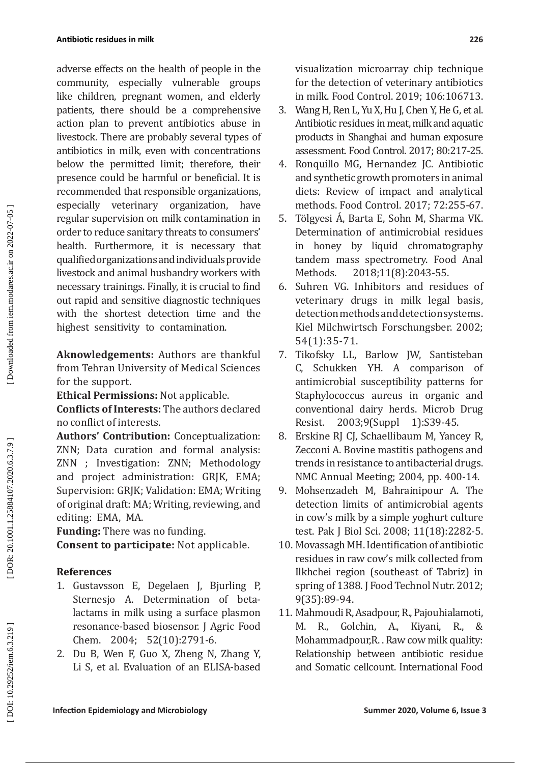adverse effects on the health of people in the community, especially vulnerable groups like children, pregnant women, and elderly patients, there should be a comprehensive action plan to prevent antibiotics abuse in livestock. There are probably several types of antibiotics in milk, even with concentrations below the permitted limit; therefore, their presence could be harmful or beneficial. It is recommended that responsible organizations, especially veterinary organization, have regular supervision on milk contamination in order to reduce sanitary threats to consumers' health. Furthermore, it is necessary that qualified organizations and individuals provide livestock and animal husbandry workers with necessary trainings. Finally, it is crucial to find out rapid and sensitive diagnostic techniques with the shortest detection time and the highest sensitivity to contamination.

**Aknowledgements:** Authors are thankful from Tehran University of Medical Sciences for the support.

**Ethical Permissions:** Not applicable.

**Conflicts of Interests:** The authors declared no conflict of interests.

**Authors' Contribution:** Conceptualization: ZNN; Data curation and formal analysis: ZNN ; Investigation: ZNN; Methodology and project administration: GRJK, EMA; Supervision: GRJK; Validation: EMA; Writing of original draft: MA; Writing, reviewing, and editing: EMA, MA.

**Funding:** There was no funding.

**Consent to participate:** Not applicable.

### References

1. Gustavsson E, Degelaen J, Bjurling P, Sternesjo A. Determination of beta-lactams in milk using a surface plasmon resonance-based biosensor. J Agric Food Chem. 2004; 52(10):2791-6.
2. Du B, Wen F, Guo X, Zheng N, Zhang Y, Li S, et al. Evaluation of an ELISA-based visualization microarray chip technique for the detection of veterinary antibiotics in milk. Food Control. 2019; 106:106713.
3. Wang H, Ren L, Yu X, Hu J, Chen Y, He G, et al. Antibiotic residues in meat, milk and aquatic products in Shanghai and human exposure assessment. Food Control. 2017; 80:217-25.
4. Ronquillo MG, Hernandez JC. Antibiotic and synthetic growth promoters in animal diets: Review of impact and analytical methods. Food Control. 2017; 72:255-67.
5. Tölgyesi Á, Barta E, Sohn M, Sharma VK. Determination of antimicrobial residues in honey by liquid chromatography tandem mass spectrometry. Food Anal Methods. 2018;11(8):2043-55.
6. Suhren VG. Inhibitors and residues of veterinary drugs in milk legal basis, detection methods and detection systems. Kiel Milchwirtsch Forschungsber. 2002; 54(1):35-71.
7. Tikofsky LL, Barlow JW, Santisteban C, Schukken YH. A comparison of antimicrobial susceptibility patterns for Staphylococcus aureus in organic and conventional dairy herds. Microb Drug Resist. 2003;9(Suppl 1):S39-45.
8. Erskine RJ CJ, Schaellibaum M, Yancey R, Zecconi A. Bovine mastitis pathogens and trends in resistance to antibacterial drugs. NMC Annual Meeting; 2004, pp. 400-14.
9. Mohsenzadeh M, Bahrainipour A. The detection limits of antimicrobial agents in cow's milk by a simple yoghurt culture test. Pak J Biol Sci. 2008; 11(18):2282-5.
10. Movassagh MH. Identification of antibiotic residues in raw cow's milk collected from Ilkhchei region (southeast of Tabriz) in spring of 1388. J Food Technol Nutr. 2012; 9(35):89-94.
11. Mahmoudi R, Asadpour, R., Pajouhialamoti, M. R., Golchin, A., Kiyani, R., & Mohammadpour,R. . Raw cow milk quality: Relationship between antibiotic residue and Somatic cellcount. International Food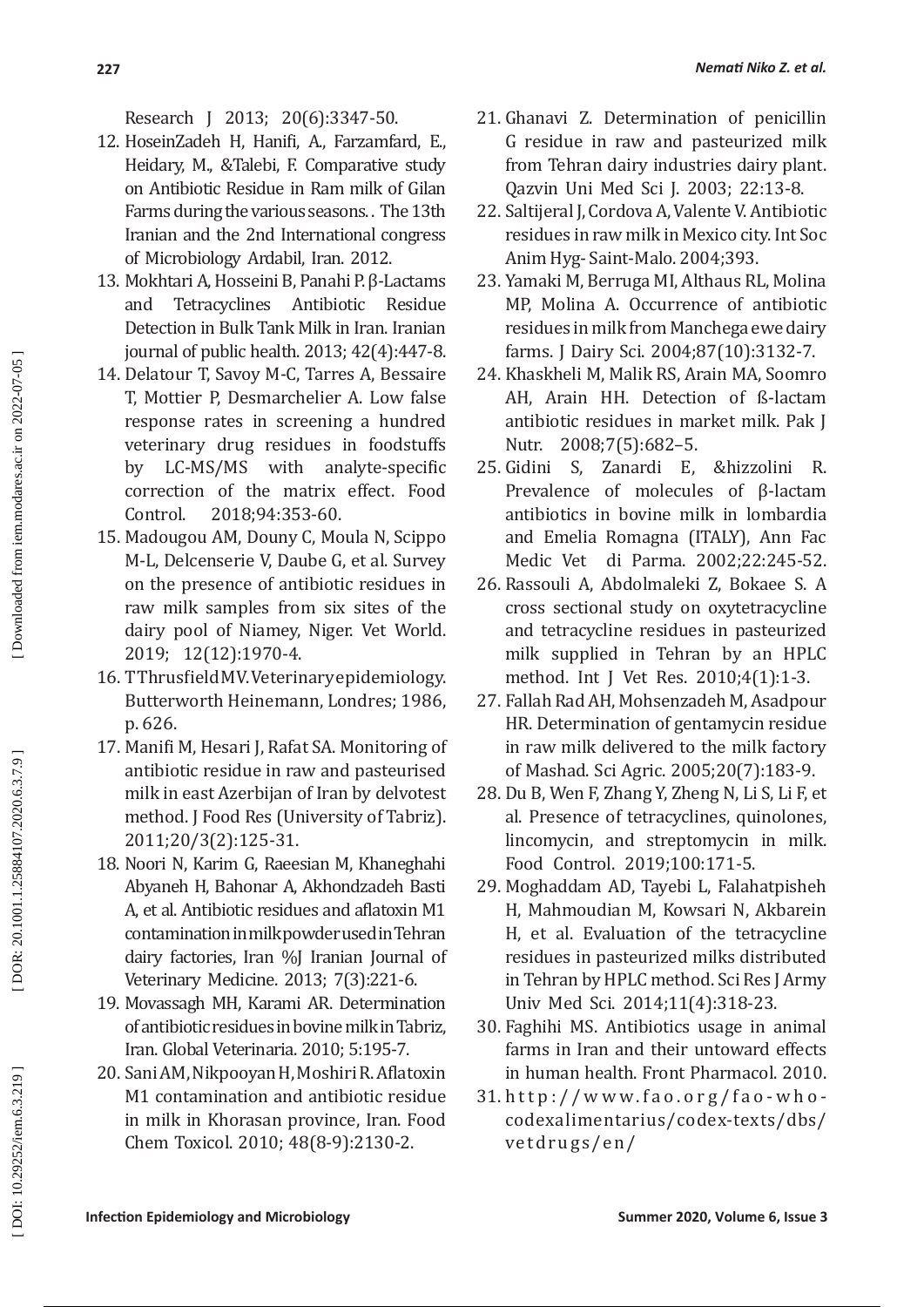Research J 2013; 20(6):3347-50.

12. HoseinZadeh H, Hanifi, A., Farzamfard, E., Heidary, M., &Talebi, F. Comparative study on Antibiotic Residue in Ram milk of Gilan Farms during the various seasons. . The 13th Iranian and the 2nd International congress of Microbiology Ardabil, Iran. 2012.
13. Mokhtari A, Hosseini B, Panahi P. β-Lactams and Tetracyclines Antibiotic Residue Detection in Bulk Tank Milk in Iran. Iranian journal of public health. 2013; 42(4):447-8.
14. Delatour T, Savoy M-C, Tarres A, Bessaire T, Mottier P, Desmarchelier A. Low false response rates in screening a hundred veterinary drug residues in foodstuffs by LC-MS/MS with analyte-specific correction of the matrix effect. Food Control. 2018;94:353-60.
15. Madougou AM, Douny C, Moula N, Scippo M-L, Delcenserie V, Daube G, et al. Survey on the presence of antibiotic residues in raw milk samples from six sites of the dairy pool of Niamey, Niger. Vet World. 2019; 12(12):1970-4.
16. TThrusfield MV. Veterinary epidemiology. Butterworth Heinemann, Londres; 1986, p. 626.
17. Manifi M, Hesari J, Rafat SA. Monitoring of antibiotic residue in raw and pasteurised milk in east Azerbijan of Iran by delvotest method. J Food Res (University of Tabriz). 2011;20/3(2):125-31.
18. Noori N, Karim G, Raeesian M, Khaneghahi Abyaneh H, Bahonar A, Akhondzadeh Basti A, et al. Antibiotic residues and aflatoxin M1 contamination in milk powder used in Tehran dairy factories, Iran %J Iranian Journal of Veterinary Medicine. 2013; 7(3):221-6.
19. Movassagh MH, Karami AR. Determination of antibiotic residues in bovine milk in Tabriz, Iran. Global Veterinaria. 2010; 5:195-7.
20. Sani AM, Nikpooyan H, Moshiri R. Aflatoxin M1 contamination and antibiotic residue in milk in Khorasan province, Iran. Food Chem Toxicol. 2010; 48(8-9):2130-2.
21. Ghanavi Z. Determination of penicillin G residue in raw and pasteurized milk from Tehran dairy industries dairy plant. Qazvin Uni Med Sci J. 2003; 22:13-8.
22. Saltijeral J, Cordova A, Valente V. Antibiotic residues in raw milk in Mexico city. Int Soc Anim Hyg- Saint-Malo. 2004;393.
23. Yamaki M, Berruga MI, Althaus RL, Molina MP, Molina A. Occurrence of antibiotic residues in milk from Manchega ewe dairy farms. J Dairy Sci. 2004;87(10):3132-7.
24. Khaskheli M, Malik RS, Arain MA, Soomro AH, Arain HH. Detection of ß-lactam antibiotic residues in market milk. Pak J Nutr. 2008;7(5):682–5.
25. Gidini S, Zanardi E, &hizzolini R. Prevalence of molecules of β-lactam antibiotics in bovine milk in lombardia and Emelia Romagna (ITALY), Ann Fac Medic Vet di Parma. 2002;22:245-52.
26. Rassouli A, Abdolmaleki Z, Bokaee S. A cross sectional study on oxytetracycline and tetracycline residues in pasteurized milk supplied in Tehran by an HPLC method. Int J Vet Res. 2010;4(1):1-3.
27. Fallah Rad AH, Mohsenzadeh M, Asadpour HR. Determination of gentamycin residue in raw milk delivered to the milk factory of Mashad. Sci Agric. 2005;20(7):183-9.
28. Du B, Wen F, Zhang Y, Zheng N, Li S, Li F, et al. Presence of tetracyclines, quinolones, lincomycin, and streptomycin in milk. Food Control. 2019;100:171-5.
29. Moghaddam AD, Tayebi L, Falahatpisheh H, Mahmoudian M, Kowsari N, Akbarein H, et al. Evaluation of the tetracycline residues in pasteurized milks distributed in Tehran by HPLC method. Sci Res J Army Univ Med Sci. 2014;11(4):318-23.
30. Faghihi MS. Antibiotics usage in animal farms in Iran and their untoward effects in human health. Front Pharmacol. 2010.
31. http://www.fao.org/fao-who-codexalimentarius/codex-texts/dbs/vetdrugs/en/